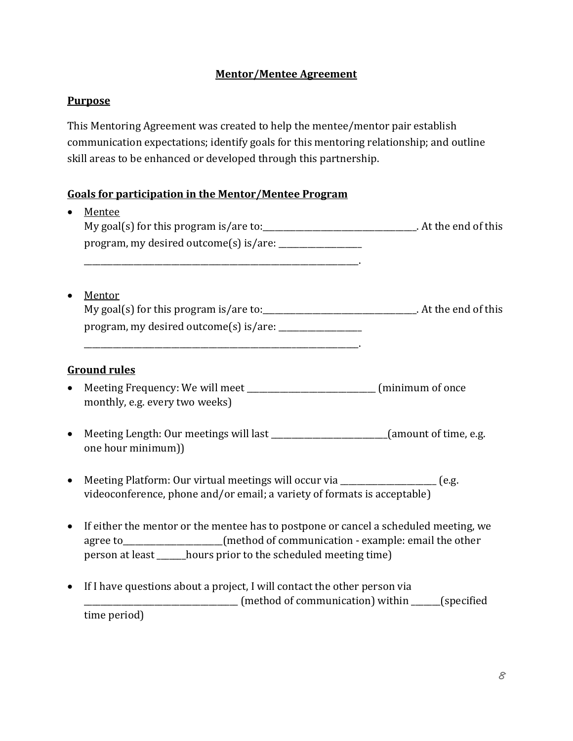# Mentor/Mentee Agreement

## Purpose

This Mentoring Agreement was created to help the mentee/mentor pair establish communication expectations; identify goals for this mentoring relationship; and outline skill areas to be enhanced or developed through this partnership.

## Goals for participation in the Mentor/Mentee Program

- Mentee
  My goal(s) for this program is/are to:\_\_\_\_\_\_\_\_\_\_\_\_\_\_\_\_\_\_\_\_\_\_\_\_\_\_\_\_\_\_\_\_\_\_\_\_\_\_. At the end of this program, my desired outcome(s) is/are: \_\_\_\_\_\_\_\_\_\_\_\_\_\_\_\_\_\_\_\_\_
  \_\_\_\_\_\_\_\_\_\_\_\_\_\_\_\_\_\_\_\_\_\_\_\_\_\_\_\_\_\_\_\_\_\_\_\_\_\_\_\_\_\_\_\_\_\_\_\_\_\_\_\_\_\_\_\_\_\_\_\_\_\_\_\_\_\_\_\_.

- Mentor
  My goal(s) for this program is/are to:\_\_\_\_\_\_\_\_\_\_\_\_\_\_\_\_\_\_\_\_\_\_\_\_\_\_\_\_\_\_\_\_\_\_\_\_\_\_. At the end of this program, my desired outcome(s) is/are: \_\_\_\_\_\_\_\_\_\_\_\_\_\_\_\_\_\_\_\_\_
  \_\_\_\_\_\_\_\_\_\_\_\_\_\_\_\_\_\_\_\_\_\_\_\_\_\_\_\_\_\_\_\_\_\_\_\_\_\_\_\_\_\_\_\_\_\_\_\_\_\_\_\_\_\_\_\_\_\_\_\_\_\_\_\_\_\_\_\_.

## Ground rules

- Meeting Frequency: We will meet \_\_\_\_\_\_\_\_\_\_\_\_\_\_\_\_\_\_\_\_\_\_\_\_\_\_\_\_\_\_\_\_ (minimum of once monthly, e.g. every two weeks)

- Meeting Length: Our meetings will last \_\_\_\_\_\_\_\_\_\_\_\_\_\_\_\_\_\_\_\_\_\_\_\_\_\_\_\_\_\_(amount of time, e.g. one hour minimum))

- Meeting Platform: Our virtual meetings will occur via \_\_\_\_\_\_\_\_\_\_\_\_\_\_\_\_\_\_\_\_\_\_\_\_ (e.g. videoconference, phone and/or email; a variety of formats is acceptable)

- If either the mentor or the mentee has to postpone or cancel a scheduled meeting, we agree to\_\_\_\_\_\_\_\_\_\_\_\_\_\_\_\_\_\_\_\_\_\_\_\_\_(method of communication - example: email the other person at least \_\_\_\_\_\_\_hours prior to the scheduled meeting time)

- If I have questions about a project, I will contact the other person via \_\_\_\_\_\_\_\_\_\_\_\_\_\_\_\_\_\_\_\_\_\_\_\_\_\_\_\_\_\_\_\_\_\_\_\_\_\_\_ (method of communication) within \_\_\_\_\_\_\_(specified time period)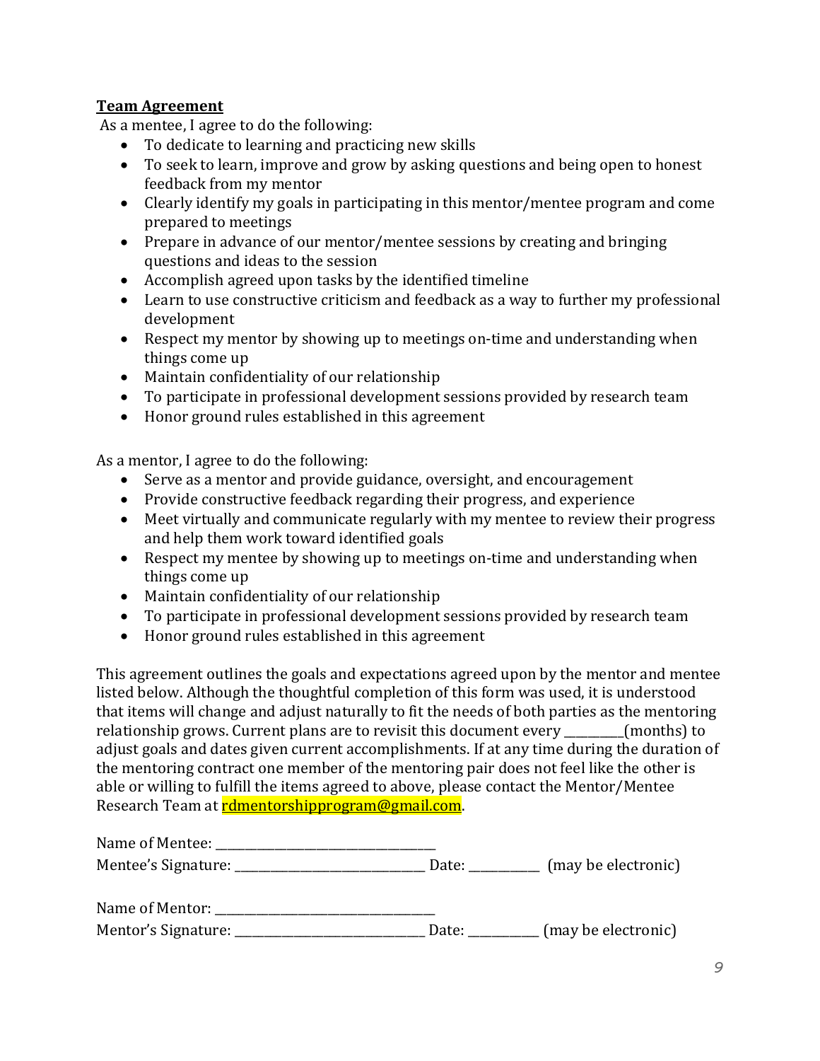**Team Agreement**

As a mentee, I agree to do the following:

- To dedicate to learning and practicing new skills
- To seek to learn, improve and grow by asking questions and being open to honest feedback from my mentor
- Clearly identify my goals in participating in this mentor/mentee program and come prepared to meetings
- Prepare in advance of our mentor/mentee sessions by creating and bringing questions and ideas to the session
- Accomplish agreed upon tasks by the identified timeline
- Learn to use constructive criticism and feedback as a way to further my professional development
- Respect my mentor by showing up to meetings on-time and understanding when things come up
- Maintain confidentiality of our relationship
- To participate in professional development sessions provided by research team
- Honor ground rules established in this agreement

As a mentor, I agree to do the following:

- Serve as a mentor and provide guidance, oversight, and encouragement
- Provide constructive feedback regarding their progress, and experience
- Meet virtually and communicate regularly with my mentee to review their progress and help them work toward identified goals
- Respect my mentee by showing up to meetings on-time and understanding when things come up
- Maintain confidentiality of our relationship
- To participate in professional development sessions provided by research team
- Honor ground rules established in this agreement

This agreement outlines the goals and expectations agreed upon by the mentor and mentee listed below. Although the thoughtful completion of this form was used, it is understood that items will change and adjust naturally to fit the needs of both parties as the mentoring relationship grows. Current plans are to revisit this document every _________(months) to adjust goals and dates given current accomplishments. If at any time during the duration of the mentoring contract one member of the mentoring pair does not feel like the other is able or willing to fulfill the items agreed to above, please contact the Mentor/Mentee Research Team at rdmentorshipprogram@gmail.com.

Name of Mentee: ___________________________________

Mentee's Signature: ______________________________ Date: ___________ (may be electronic)

Name of Mentor: ___________________________________

Mentor's Signature: ______________________________ Date: ___________ (may be electronic)